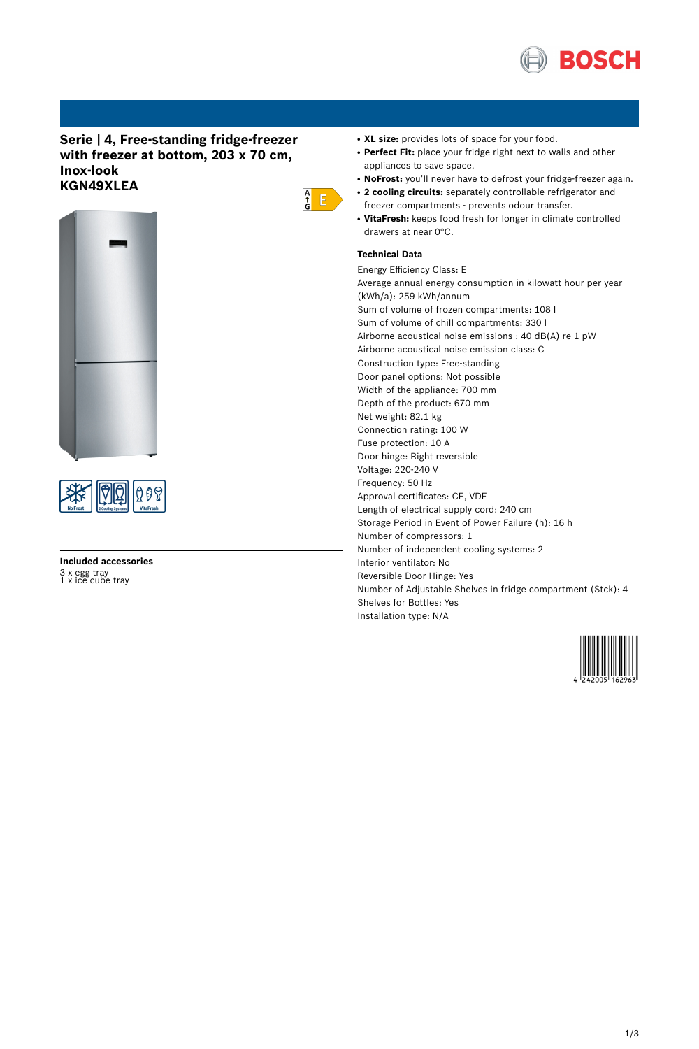# Serie | 4, Free-standing fridge-freezer with freezer at bottom, 203 x 70 cm, Inox-look
# KGN49XLEA

- **XL size:** provides lots of space for your food.
- **Perfect Fit:** place your fridge right next to walls and other appliances to save space.
- **NoFrost:** you'll never have to defrost your fridge-freezer again.
- **2 cooling circuits:** separately controllable refrigerator and freezer compartments - prevents odour transfer.
- **VitaFresh:** keeps food fresh for longer in climate controlled drawers at near 0°C.

### Technical Data

Energy Efficiency Class: E
Average annual energy consumption in kilowatt hour per year (kWh/a): 259 kWh/annum
Sum of volume of frozen compartments: 108 l
Sum of volume of chill compartments: 330 l
Airborne acoustical noise emissions : 40 dB(A) re 1 pW
Airborne acoustical noise emission class: C
Construction type: Free-standing
Door panel options: Not possible
Width of the appliance: 700 mm
Depth of the product: 670 mm
Net weight: 82.1 kg
Connection rating: 100 W
Fuse protection: 10 A
Door hinge: Right reversible
Voltage: 220-240 V
Frequency: 50 Hz
Approval certificates: CE, VDE
Length of electrical supply cord: 240 cm
Storage Period in Event of Power Failure (h): 16 h
Number of compressors: 1
Number of independent cooling systems: 2
Interior ventilator: No
Reversible Door Hinge: Yes
Number of Adjustable Shelves in fridge compartment (Stck): 4
Shelves for Bottles: Yes
Installation type: N/A

### Included accessories

3 x egg tray
1 x ice cube tray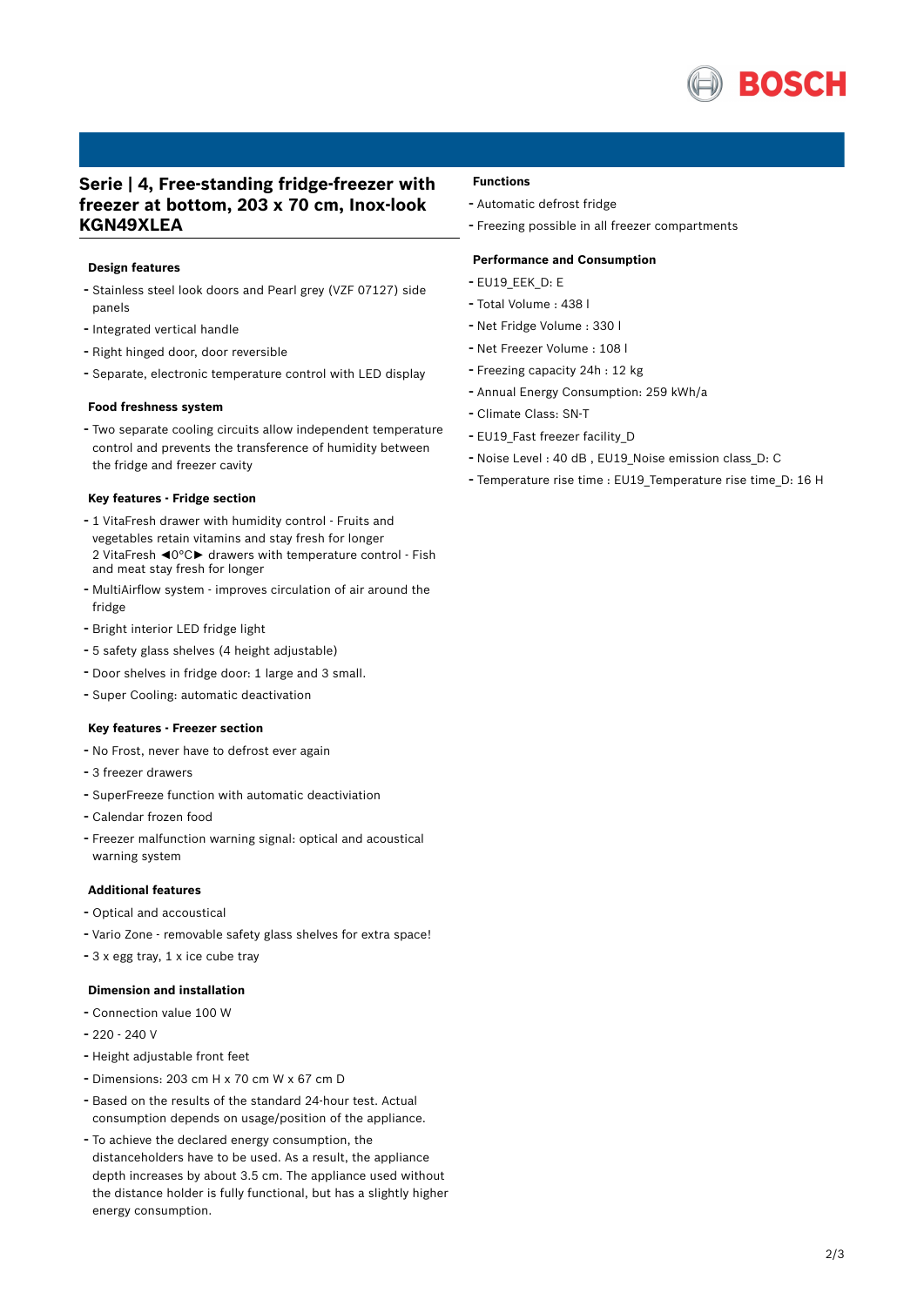# Serie | 4, Free-standing fridge-freezer with freezer at bottom, 203 x 70 cm, Inox-look KGN49XLEA

### Design features

- Stainless steel look doors and Pearl grey (VZF 07127) side panels
- Integrated vertical handle
- Right hinged door, door reversible
- Separate, electronic temperature control with LED display

### Food freshness system

- Two separate cooling circuits allow independent temperature control and prevents the transference of humidity between the fridge and freezer cavity

### Key features - Fridge section

- 1 VitaFresh drawer with humidity control - Fruits and vegetables retain vitamins and stay fresh for longer
  2 VitaFresh ◄0°C► drawers with temperature control - Fish and meat stay fresh for longer
- MultiAirflow system - improves circulation of air around the fridge
- Bright interior LED fridge light
- 5 safety glass shelves (4 height adjustable)
- Door shelves in fridge door: 1 large and 3 small.
- Super Cooling: automatic deactivation

### Key features - Freezer section

- No Frost, never have to defrost ever again
- 3 freezer drawers
- SuperFreeze function with automatic deactiviation
- Calendar frozen food
- Freezer malfunction warning signal: optical and acoustical warning system

### Additional features

- Optical and accoustical
- Vario Zone - removable safety glass shelves for extra space!
- 3 x egg tray, 1 x ice cube tray

### Dimension and installation

- Connection value 100 W
- 220 - 240 V
- Height adjustable front feet
- Dimensions: 203 cm H x 70 cm W x 67 cm D
- Based on the results of the standard 24-hour test. Actual consumption depends on usage/position of the appliance.
- To achieve the declared energy consumption, the distanceholders have to be used. As a result, the appliance depth increases by about 3.5 cm. The appliance used without the distance holder is fully functional, but has a slightly higher energy consumption.

### Functions

- Automatic defrost fridge
- Freezing possible in all freezer compartments

### Performance and Consumption

- EU19_EEK_D: E
- Total Volume : 438 l
- Net Fridge Volume : 330 l
- Net Freezer Volume : 108 l
- Freezing capacity 24h : 12 kg
- Annual Energy Consumption: 259 kWh/a
- Climate Class: SN-T
- EU19_Fast freezer facility_D
- Noise Level : 40 dB , EU19_Noise emission class_D: C
- Temperature rise time : EU19_Temperature rise time_D: 16 H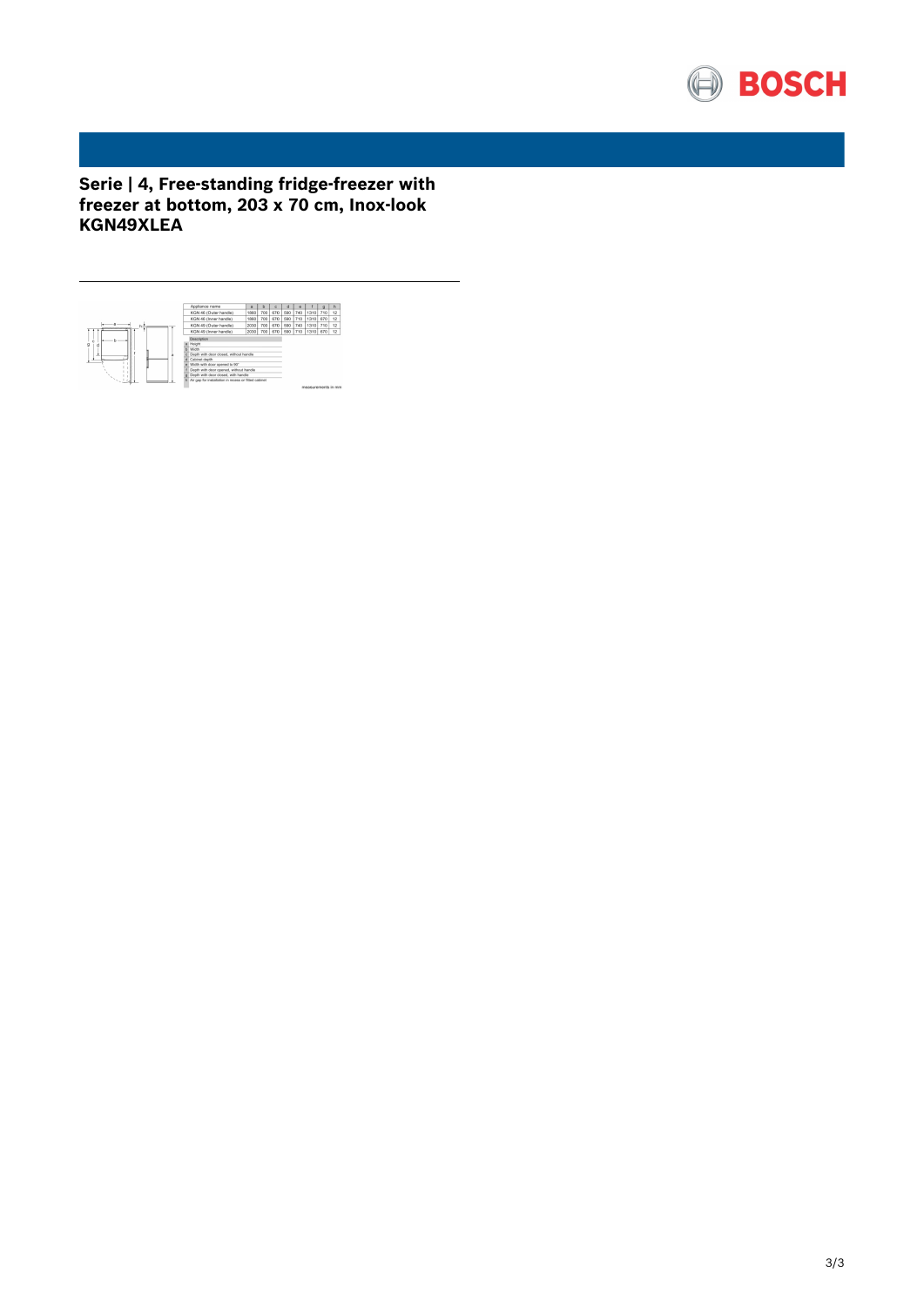Serie | 4, Free-standing fridge-freezer with freezer at bottom, 203 x 70 cm, Inox-look
KGN49XLEA

| Appliance name | a | b | c | d | e | f | g | h |
|---|---|---|---|---|---|---|---|---|
| KGN 46 (Outer handle) | 1860 | 700 | 670 | 590 | 740 | 1310 | 710 | 12 |
| KGN 46 (Inner handle) | 1860 | 700 | 670 | 590 | 710 | 1310 | 670 | 12 |
| KGN 49 (Outer handle) | 2030 | 700 | 670 | 590 | 740 | 1310 | 710 | 12 |
| KGN 49 (Inner handle) | 2030 | 700 | 670 | 590 | 710 | 1310 | 670 | 12 |

| | Description |
|---|---|
| a | Height |
| b | Width |
| c | Depth with door closed, without handle |
| d | Cabinet depth |
| e | Width with door opened to 90° |
| f | Depth with door opened, without handle |
| g | Depth with door closed, with handle |
| h | Air gap for installation in recess or fitted cabinet |

measurements in mm